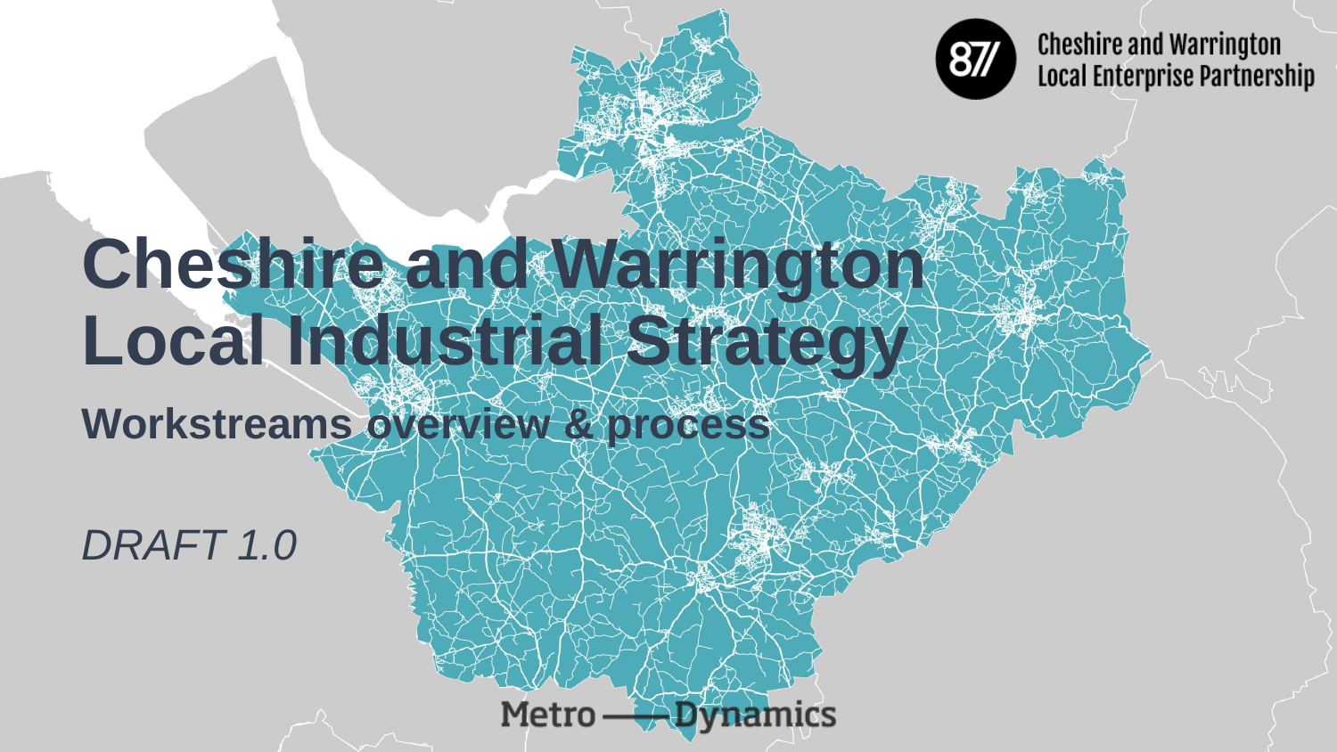Cheshire and Warrington Local Enterprise Partnership

# Cheshire and Warrington Local Industrial Strategy

## Workstreams overview & process

*DRAFT 1.0*

Metro —— Dynamics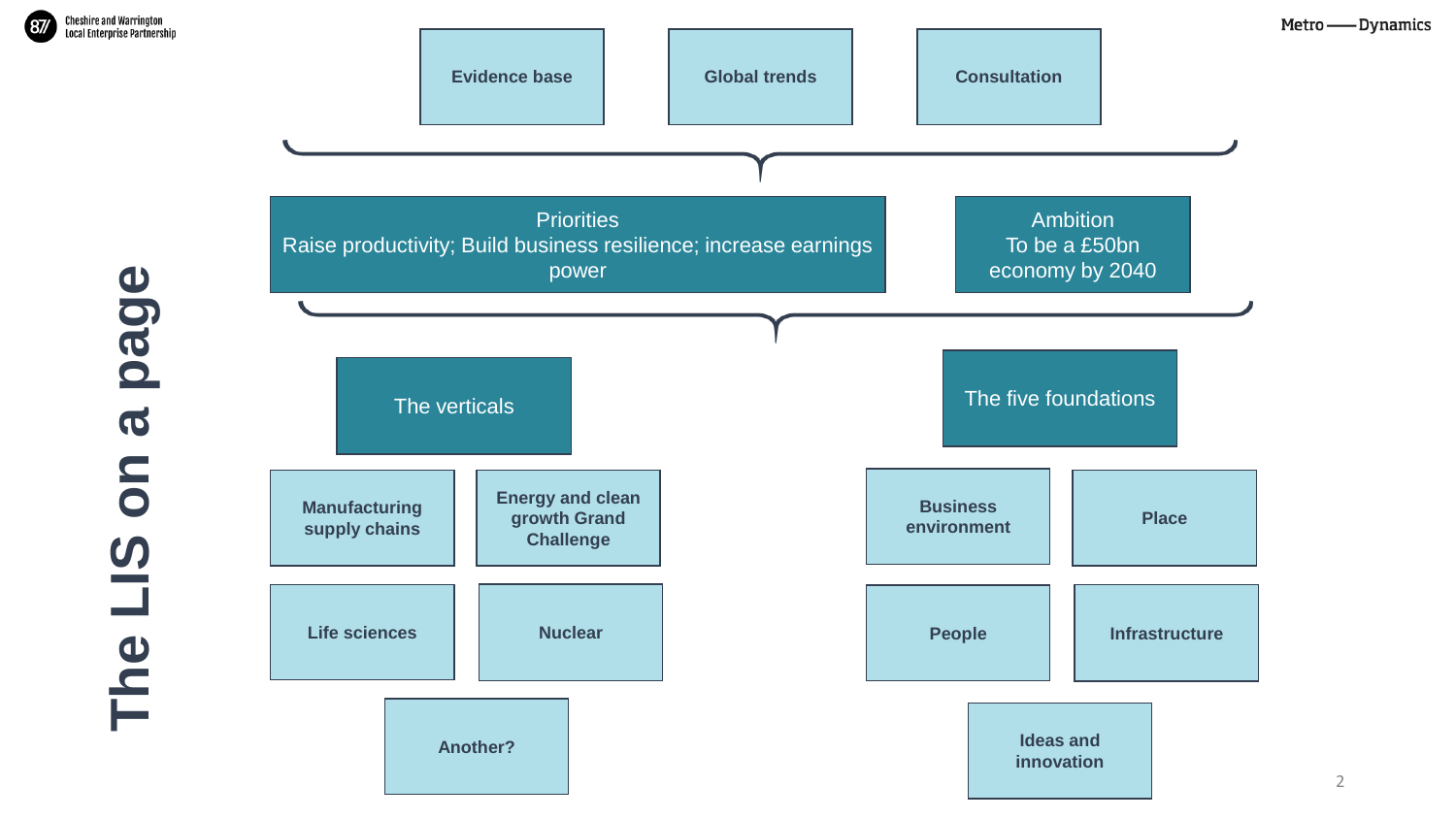# The LIS on a page

- Evidence base
- Global trends
- Consultation

**Priorities**
Raise productivity; Build business resilience; increase earnings power

**Ambition**
To be a £50bn economy by 2040

## The verticals

- Manufacturing supply chains
- Energy and clean growth Grand Challenge
- Life sciences
- Nuclear
- Another?

## The five foundations

- Business environment
- Place
- People
- Infrastructure
- Ideas and innovation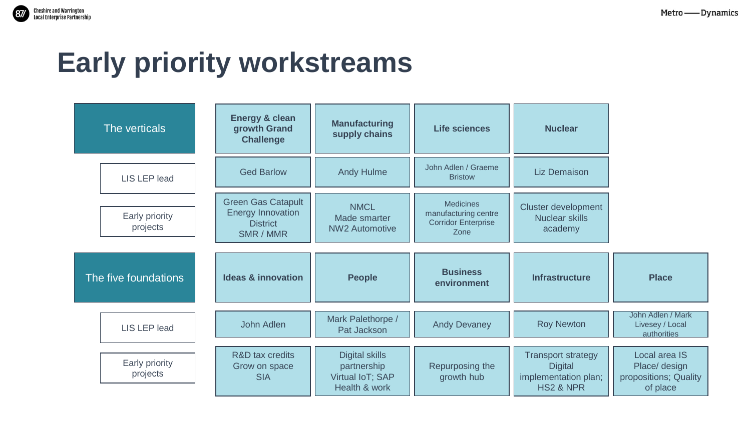# Early priority workstreams

| The verticals | Energy & clean growth Grand Challenge | Manufacturing supply chains | Life sciences | Nuclear | |
|---|---|---|---|---|---|
| LIS LEP lead | Ged Barlow | Andy Hulme | John Adlen / Graeme Bristow | Liz Demaison | |
| Early priority projects | Green Gas Catapult<br>Energy Innovation District<br>SMR / MMR | NMCL<br>Made smarter<br>NW2 Automotive | Medicines manufacturing centre<br>Corridor Enterprise Zone | Cluster development<br>Nuclear skills academy | |

| The five foundations | Ideas & innovation | People | Business environment | Infrastructure | Place |
|---|---|---|---|---|---|
| LIS LEP lead | John Adlen | Mark Palethorpe / Pat Jackson | Andy Devaney | Roy Newton | John Adlen / Mark Livesey / Local authorities |
| Early priority projects | R&D tax credits<br>Grow on space<br>SIA | Digital skills partnership<br>Virtual IoT; SAP<br>Health & work | Repurposing the growth hub | Transport strategy<br>Digital implementation plan; HS2 & NPR | Local area IS<br>Place/ design propositions; Quality of place |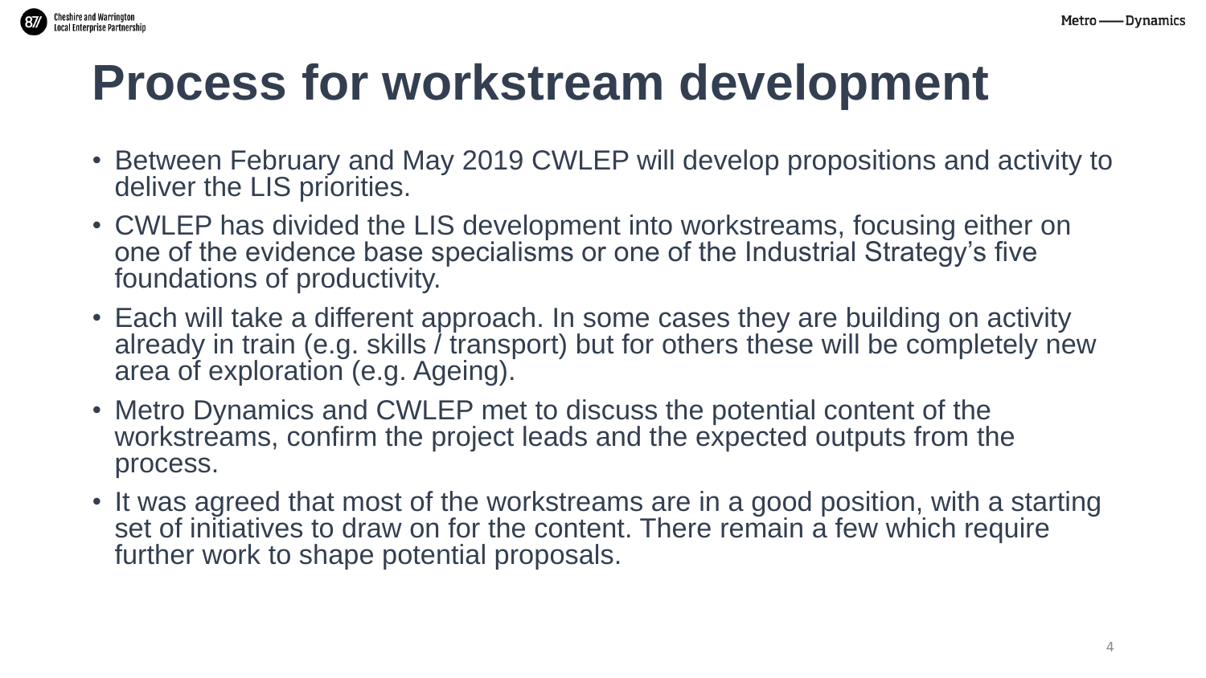# Process for workstream development

- Between February and May 2019 CWLEP will develop propositions and activity to deliver the LIS priorities.
- CWLEP has divided the LIS development into workstreams, focusing either on one of the evidence base specialisms or one of the Industrial Strategy's five foundations of productivity.
- Each will take a different approach. In some cases they are building on activity already in train (e.g. skills / transport) but for others these will be completely new area of exploration (e.g. Ageing).
- Metro Dynamics and CWLEP met to discuss the potential content of the workstreams, confirm the project leads and the expected outputs from the process.
- It was agreed that most of the workstreams are in a good position, with a starting set of initiatives to draw on for the content. There remain a few which require further work to shape potential proposals.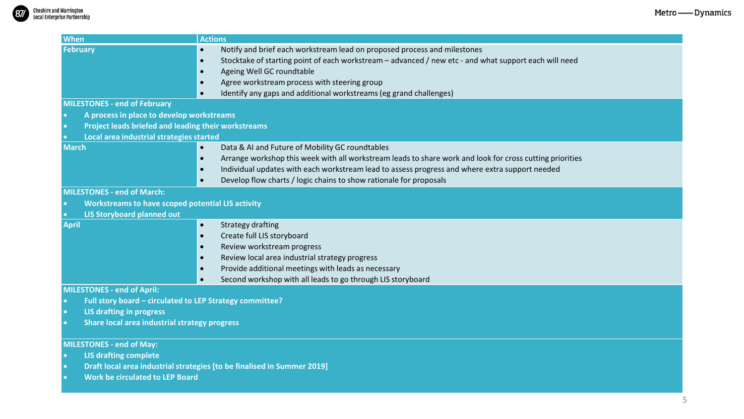| When | Actions |
| --- | --- |
| February | • Notify and brief each workstream lead on proposed process and milestones<br>• Stocktake of starting point of each workstream – advanced / new etc - and what support each will need<br>• Ageing Well GC roundtable<br>• Agree workstream process with steering group<br>• Identify any gaps and additional workstreams (eg grand challenges) |
| **MILESTONES - end of February**<br>• **A process in place to develop workstreams**<br>• **Project leads briefed and leading their workstreams**<br>• **Local area industrial strategies started** | |
| March | • Data & AI and Future of Mobility GC roundtables<br>• Arrange workshop this week with all workstream leads to share work and look for cross cutting priorities<br>• Individual updates with each workstream lead to assess progress and where extra support needed<br>• Develop flow charts / logic chains to show rationale for proposals |
| **MILESTONES - end of March:**<br>• **Workstreams to have scoped potential LIS activity**<br>• **LIS Storyboard planned out** | |
| April | • Strategy drafting<br>• Create full LIS storyboard<br>• Review workstream progress<br>• Review local area industrial strategy progress<br>• Provide additional meetings with leads as necessary<br>• Second workshop with all leads to go through LIS storyboard |
| **MILESTONES - end of April:**<br>• **Full story board – circulated to LEP Strategy committee?**<br>• **LIS drafting in progress**<br>• **Share local area industrial strategy progress** | |
| **MILESTONES - end of May:**<br>• **LIS drafting complete**<br>• **Draft local area industrial strategies [to be finalised in Summer 2019]**<br>• **Work be circulated to LEP Board** | |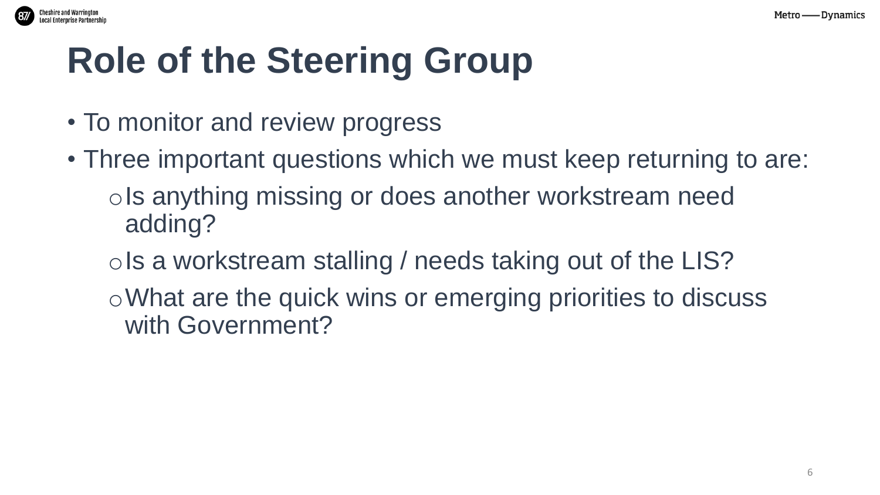# Role of the Steering Group

- To monitor and review progress
- Three important questions which we must keep returning to are:
  - Is anything missing or does another workstream need adding?
  - Is a workstream stalling / needs taking out of the LIS?
  - What are the quick wins or emerging priorities to discuss with Government?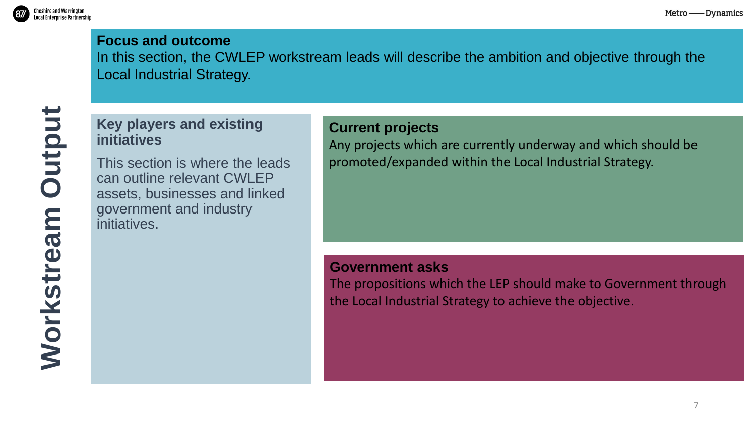# Workstream Output

## Focus and outcome

In this section, the CWLEP workstream leads will describe the ambition and objective through the Local Industrial Strategy.

## Key players and existing initiatives

This section is where the leads can outline relevant CWLEP assets, businesses and linked government and industry initiatives.

## Current projects

Any projects which are currently underway and which should be promoted/expanded within the Local Industrial Strategy.

## Government asks

The propositions which the LEP should make to Government through the Local Industrial Strategy to achieve the objective.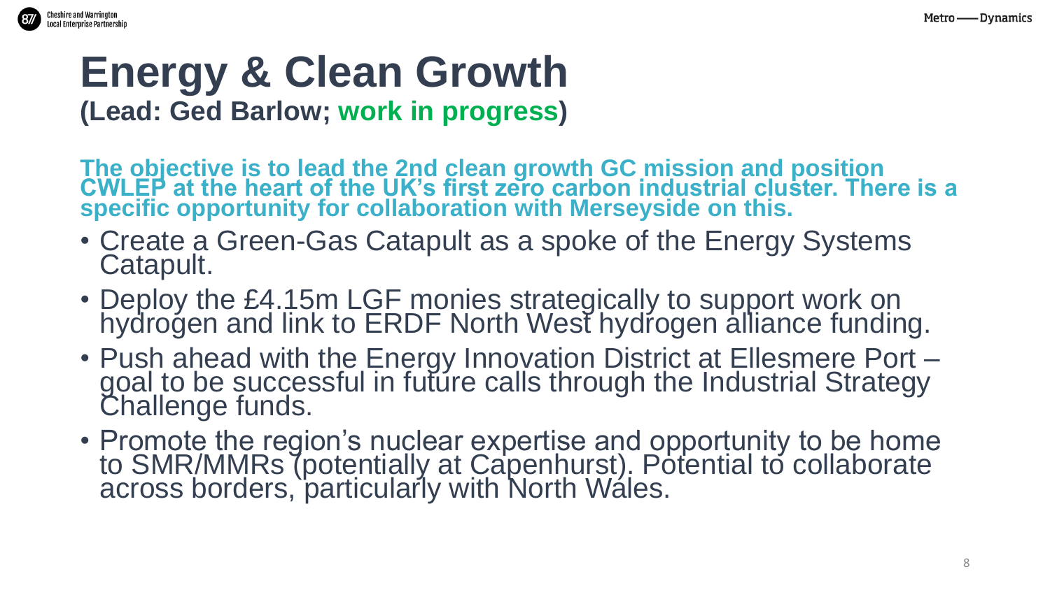# Energy & Clean Growth

**(Lead: Ged Barlow; work in progress)**

**The objective is to lead the 2nd clean growth GC mission and position CWLEP at the heart of the UK's first zero carbon industrial cluster. There is a specific opportunity for collaboration with Merseyside on this.**

- Create a Green-Gas Catapult as a spoke of the Energy Systems Catapult.
- Deploy the £4.15m LGF monies strategically to support work on hydrogen and link to ERDF North West hydrogen alliance funding.
- Push ahead with the Energy Innovation District at Ellesmere Port – goal to be successful in future calls through the Industrial Strategy Challenge funds.
- Promote the region's nuclear expertise and opportunity to be home to SMR/MMRs (potentially at Capenhurst). Potential to collaborate across borders, particularly with North Wales.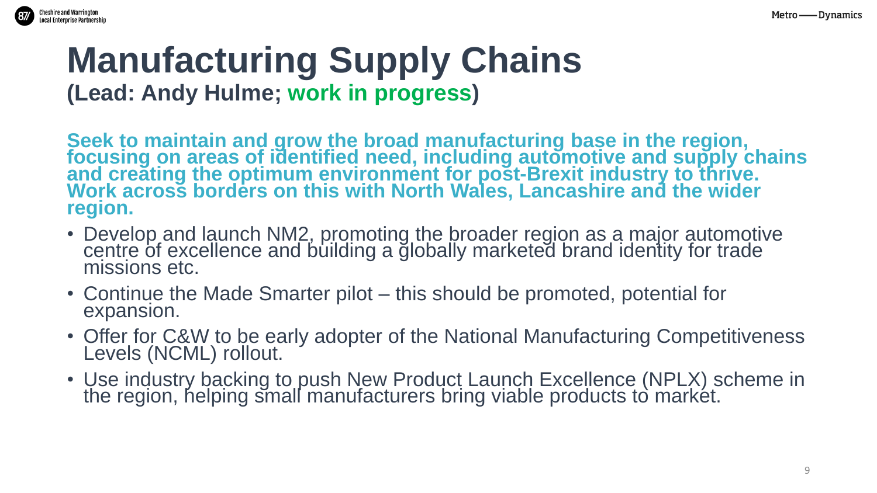# Manufacturing Supply Chains

**(Lead: Andy Hulme; work in progress)**

**Seek to maintain and grow the broad manufacturing base in the region, focusing on areas of identified need, including automotive and supply chains and creating the optimum environment for post-Brexit industry to thrive. Work across borders on this with North Wales, Lancashire and the wider region.**

- Develop and launch NM2, promoting the broader region as a major automotive centre of excellence and building a globally marketed brand identity for trade missions etc.
- Continue the Made Smarter pilot – this should be promoted, potential for expansion.
- Offer for C&W to be early adopter of the National Manufacturing Competitiveness Levels (NCML) rollout.
- Use industry backing to push New Product Launch Excellence (NPLX) scheme in the region, helping small manufacturers bring viable products to market.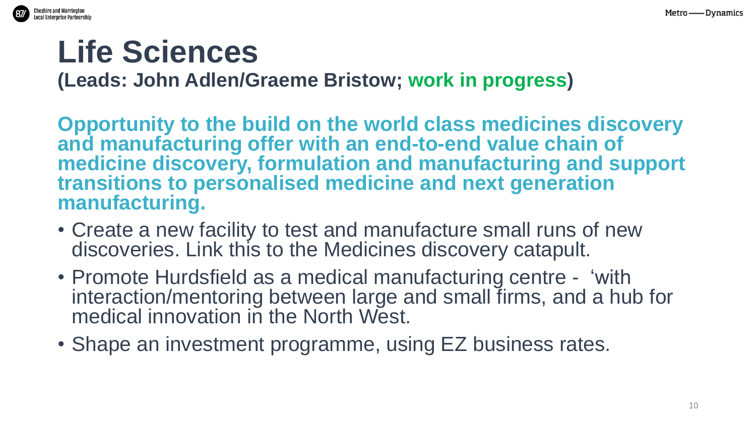# Life Sciences

**(Leads: John Adlen/Graeme Bristow; work in progress)**

**Opportunity to the build on the world class medicines discovery and manufacturing offer with an end-to-end value chain of medicine discovery, formulation and manufacturing and support transitions to personalised medicine and next generation manufacturing.**

- Create a new facility to test and manufacture small runs of new discoveries. Link this to the Medicines discovery catapult.
- Promote Hurdsfield as a medical manufacturing centre - 'with interaction/mentoring between large and small firms, and a hub for medical innovation in the North West.
- Shape an investment programme, using EZ business rates.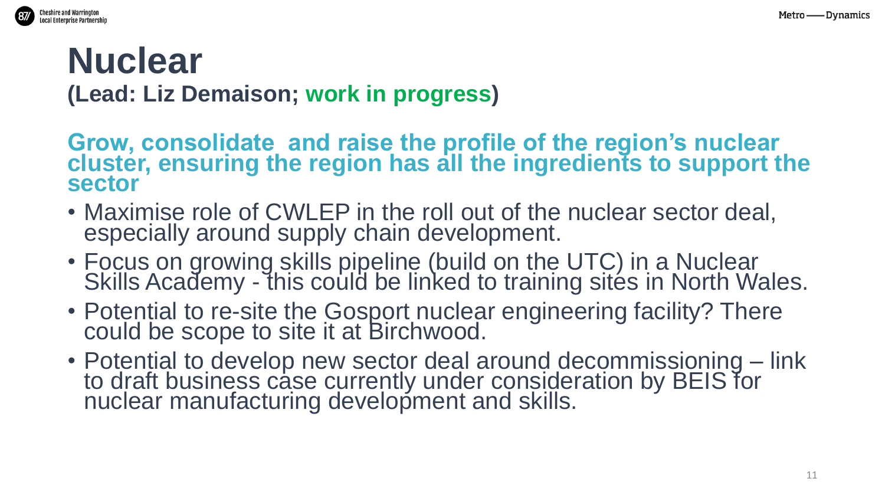# Nuclear

**(Lead: Liz Demaison; work in progress)**

## Grow, consolidate and raise the profile of the region's nuclear cluster, ensuring the region has all the ingredients to support the sector

- Maximise role of CWLEP in the roll out of the nuclear sector deal, especially around supply chain development.
- Focus on growing skills pipeline (build on the UTC) in a Nuclear Skills Academy - this could be linked to training sites in North Wales.
- Potential to re-site the Gosport nuclear engineering facility? There could be scope to site it at Birchwood.
- Potential to develop new sector deal around decommissioning – link to draft business case currently under consideration by BEIS for nuclear manufacturing development and skills.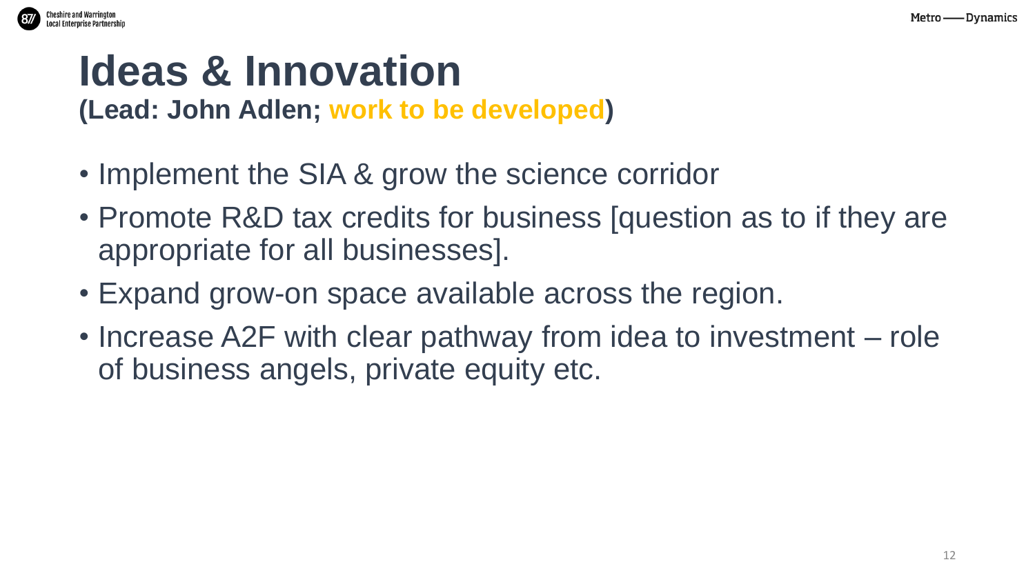# Ideas & Innovation

**(Lead: John Adlen; work to be developed)**

- Implement the SIA & grow the science corridor
- Promote R&D tax credits for business [question as to if they are appropriate for all businesses].
- Expand grow-on space available across the region.
- Increase A2F with clear pathway from idea to investment – role of business angels, private equity etc.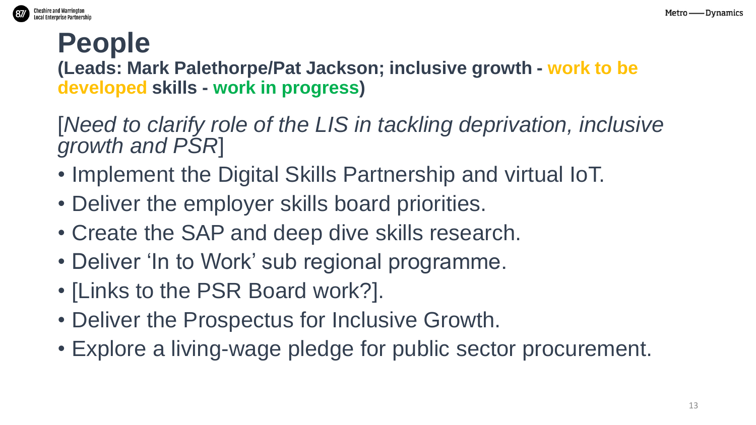# People

**(Leads: Mark Palethorpe/Pat Jackson; inclusive growth - work to be developed skills - work in progress)**

[*Need to clarify role of the LIS in tackling deprivation, inclusive growth and PSR*]

- Implement the Digital Skills Partnership and virtual IoT.
- Deliver the employer skills board priorities.
- Create the SAP and deep dive skills research.
- Deliver ‘In to Work’ sub regional programme.
- [Links to the PSR Board work?].
- Deliver the Prospectus for Inclusive Growth.
- Explore a living-wage pledge for public sector procurement.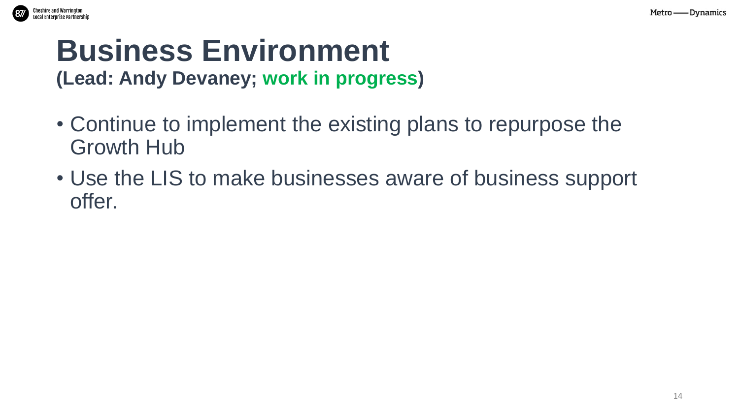# Business Environment

**(Lead: Andy Devaney; work in progress)**

- Continue to implement the existing plans to repurpose the Growth Hub
- Use the LIS to make businesses aware of business support offer.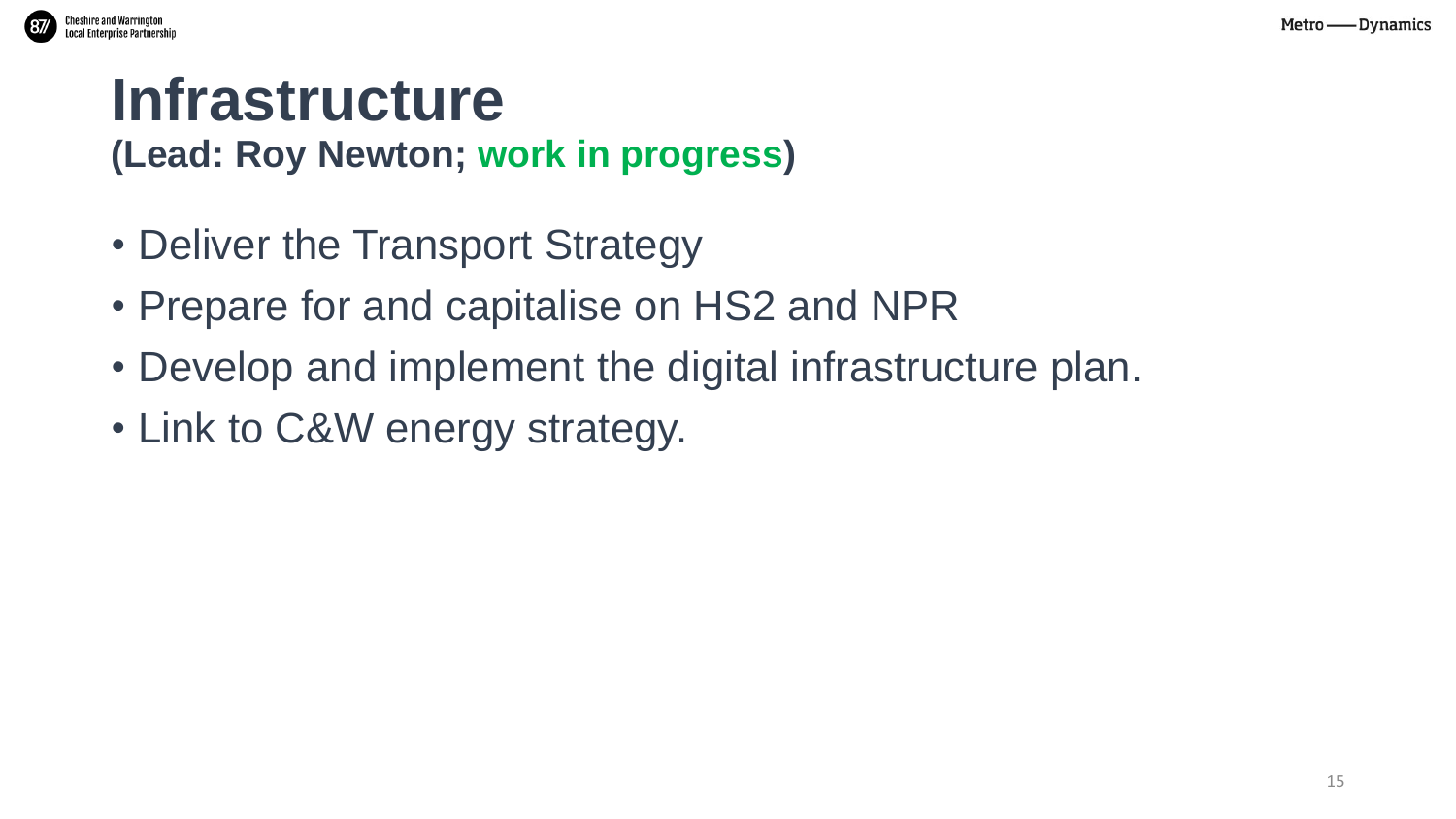# Infrastructure

**(Lead: Roy Newton; work in progress)**

- Deliver the Transport Strategy
- Prepare for and capitalise on HS2 and NPR
- Develop and implement the digital infrastructure plan.
- Link to C&W energy strategy.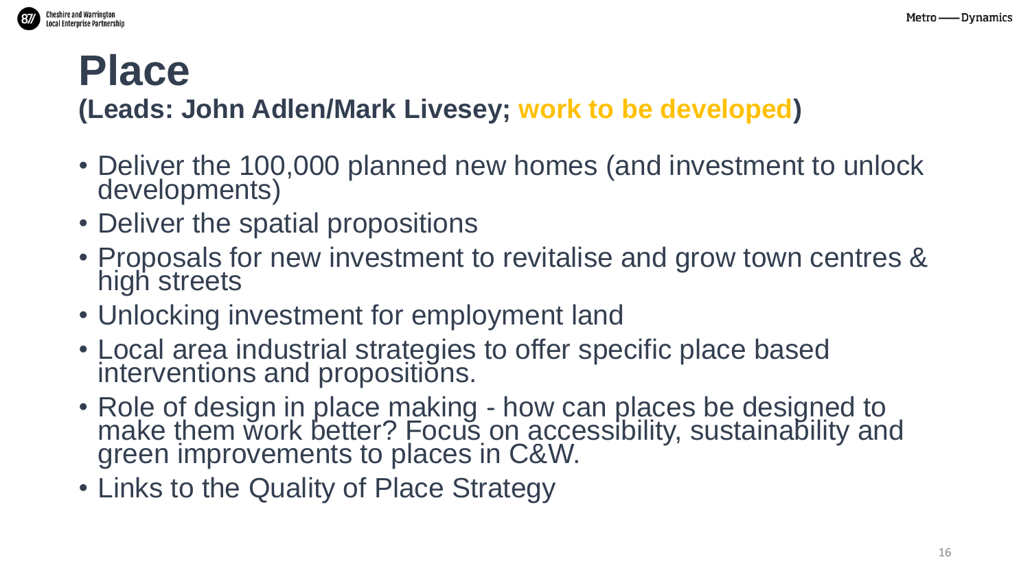# Place

**(Leads: John Adlen/Mark Livesey; work to be developed)**

- Deliver the 100,000 planned new homes (and investment to unlock developments)
- Deliver the spatial propositions
- Proposals for new investment to revitalise and grow town centres & high streets
- Unlocking investment for employment land
- Local area industrial strategies to offer specific place based interventions and propositions.
- Role of design in place making - how can places be designed to make them work better? Focus on accessibility, sustainability and green improvements to places in C&W.
- Links to the Quality of Place Strategy